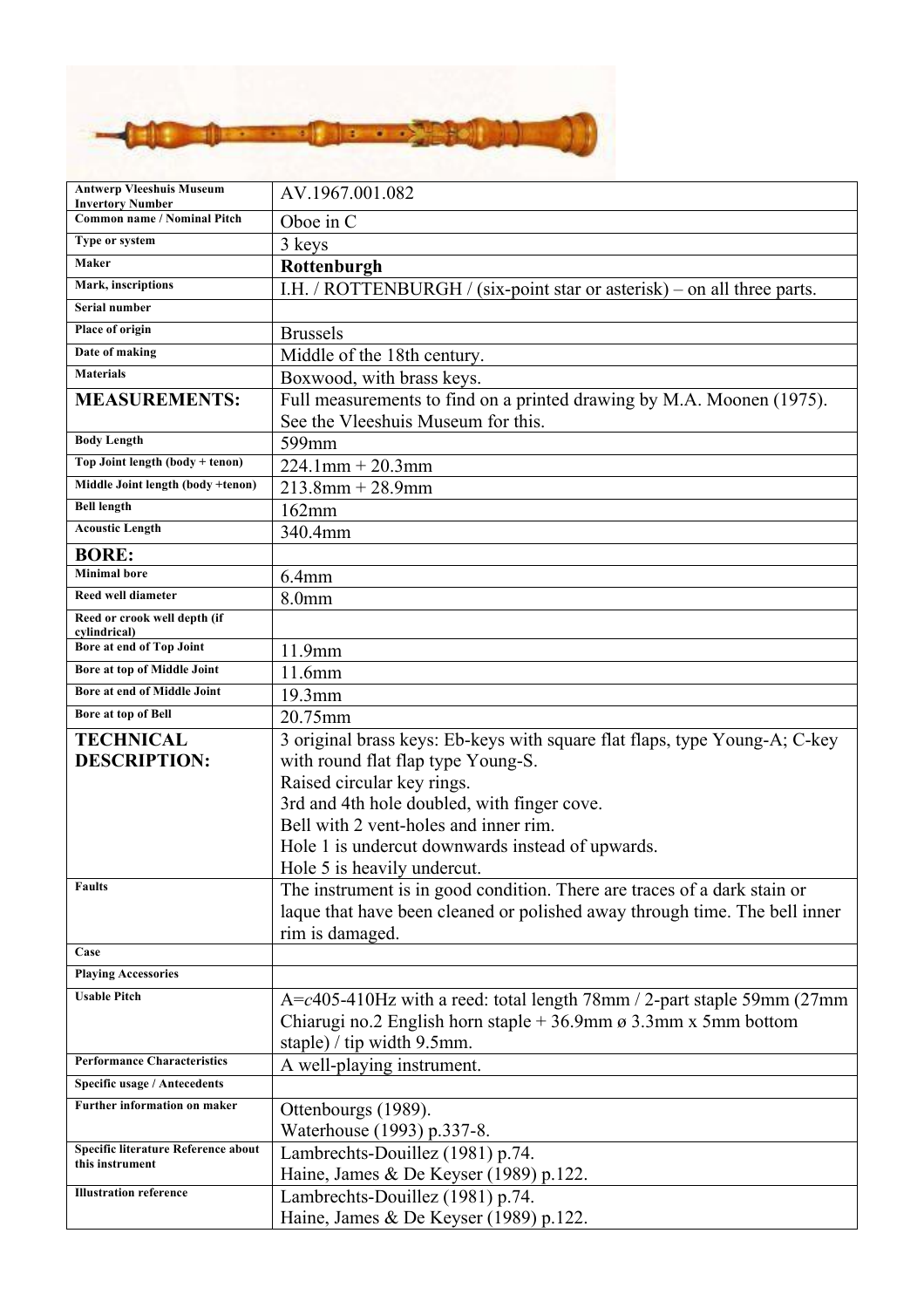| Antwerp Vleeshuis Museum Invertory Number | AV.1967.001.082 |
|---|---|
| Common name / Nominal Pitch | Oboe in C |
| Type or system | 3 keys |
| Maker | **Rottenburgh** |
| Mark, inscriptions | I.H. / ROTTENBURGH / (six-point star or asterisk) – on all three parts. |
| Serial number | |
| Place of origin | Brussels |
| Date of making | Middle of the 18th century. |
| Materials | Boxwood, with brass keys. |
| **MEASUREMENTS:** | Full measurements to find on a printed drawing by M.A. Moonen (1975). See the Vleeshuis Museum for this. |
| Body Length | 599mm |
| Top Joint length (body + tenon) | 224.1mm + 20.3mm |
| Middle Joint length (body +tenon) | 213.8mm + 28.9mm |
| Bell length | 162mm |
| Acoustic Length | 340.4mm |
| **BORE:** | |
| Minimal bore | 6.4mm |
| Reed well diameter | 8.0mm |
| Reed or crook well depth (if cylindrical) | |
| Bore at end of Top Joint | 11.9mm |
| Bore at top of Middle Joint | 11.6mm |
| Bore at end of Middle Joint | 19.3mm |
| Bore at top of Bell | 20.75mm |
| **TECHNICAL DESCRIPTION:** | 3 original brass keys: Eb-keys with square flat flaps, type Young-A; C-key with round flat flap type Young-S.<br>Raised circular key rings.<br>3rd and 4th hole doubled, with finger cove.<br>Bell with 2 vent-holes and inner rim.<br>Hole 1 is undercut downwards instead of upwards.<br>Hole 5 is heavily undercut. |
| Faults | The instrument is in good condition. There are traces of a dark stain or laque that have been cleaned or polished away through time. The bell inner rim is damaged. |
| Case | |
| Playing Accessories | |
| Usable Pitch | A=*c*405-410Hz with a reed: total length 78mm / 2-part staple 59mm (27mm Chiarugi no.2 English horn staple + 36.9mm ø 3.3mm x 5mm bottom staple) / tip width 9.5mm. |
| Performance Characteristics | A well-playing instrument. |
| Specific usage / Antecedents | |
| Further information on maker | Ottenbourgs (1989).<br>Waterhouse (1993) p.337-8. |
| Specific literature Reference about this instrument | Lambrechts-Douillez (1981) p.74.<br>Haine, James & De Keyser (1989) p.122. |
| Illustration reference | Lambrechts-Douillez (1981) p.74.<br>Haine, James & De Keyser (1989) p.122. |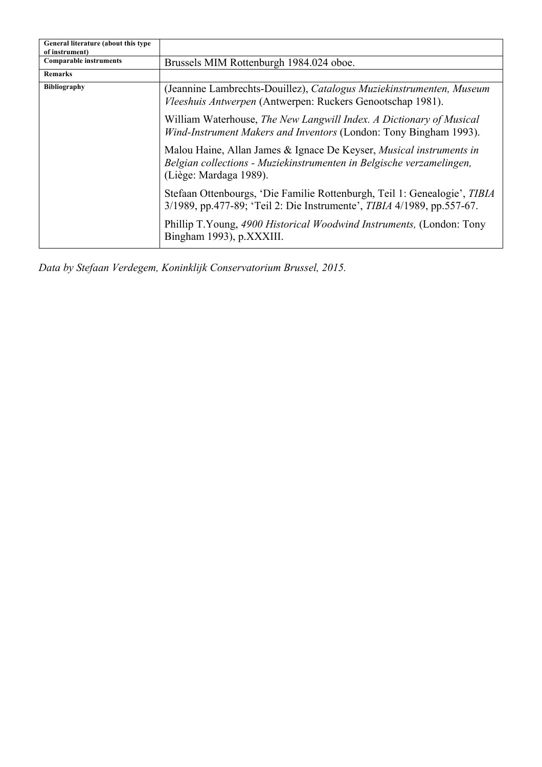| | |
|---|---|
| **General literature (about this type of instrument)** | |
| **Comparable instruments** | Brussels MIM Rottenburgh 1984.024 oboe. |
| **Remarks** | |
| **Bibliography** | (Jeannine Lambrechts-Douillez), *Catalogus Muziekinstrumenten, Museum Vleeshuis Antwerpen* (Antwerpen: Ruckers Genootschap 1981).<br><br>William Waterhouse, *The New Langwill Index. A Dictionary of Musical Wind-Instrument Makers and Inventors* (London: Tony Bingham 1993).<br><br>Malou Haine, Allan James & Ignace De Keyser, *Musical instruments in Belgian collections - Muziekinstrumenten in Belgische verzamelingen,* (Liège: Mardaga 1989).<br><br>Stefaan Ottenbourgs, 'Die Familie Rottenburgh, Teil 1: Genealogie', *TIBIA* 3/1989, pp.477-89; 'Teil 2: Die Instrumente', *TIBIA* 4/1989, pp.557-67.<br><br>Phillip T.Young, *4900 Historical Woodwind Instruments,* (London: Tony Bingham 1993), p.XXXIII. |

*Data by Stefaan Verdegem, Koninklijk Conservatorium Brussel, 2015.*